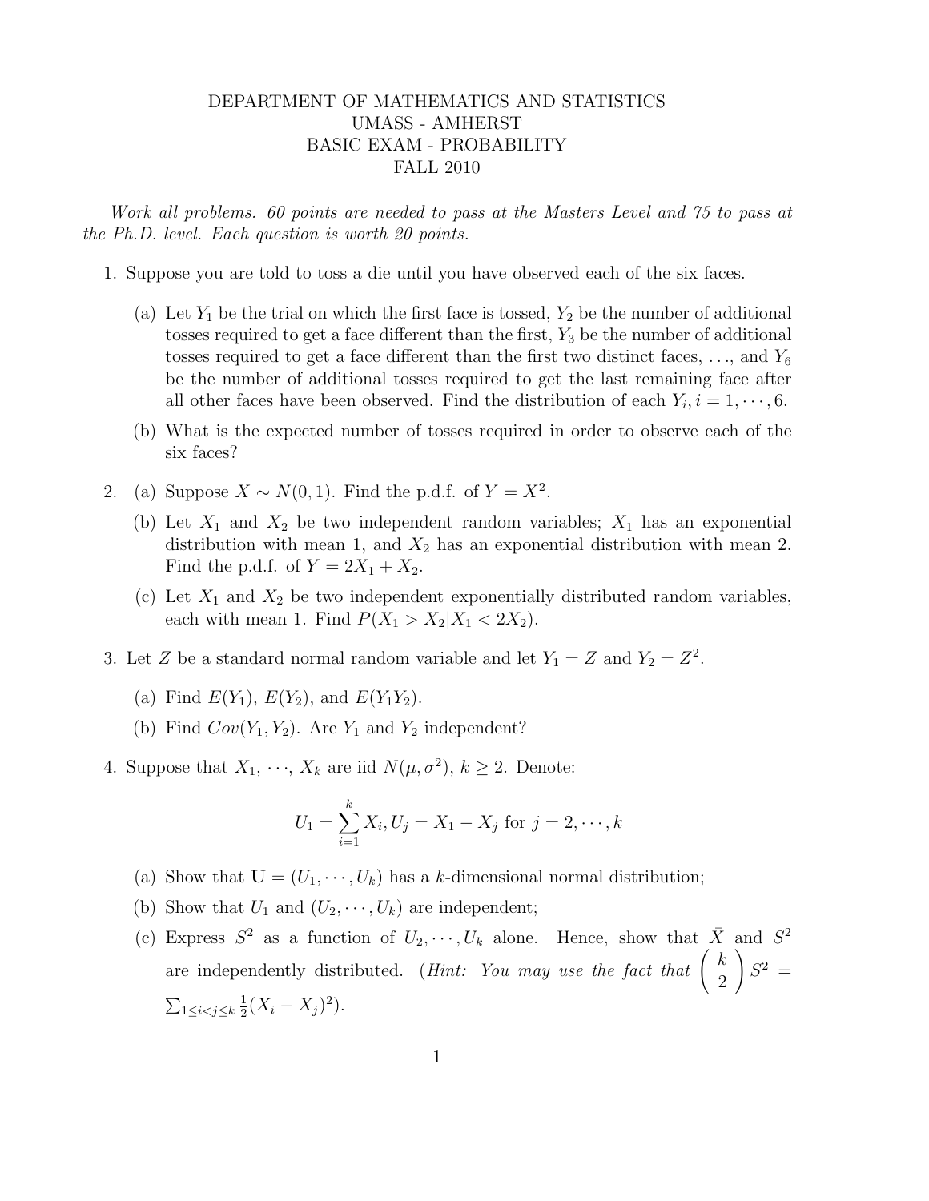# DEPARTMENT OF MATHEMATICS AND STATISTICS
## UMASS - AMHERST
## BASIC EXAM - PROBABILITY
## FALL 2010

*Work all problems. 60 points are needed to pass at the Masters Level and 75 to pass at the Ph.D. level. Each question is worth 20 points.*

1. Suppose you are told to toss a die until you have observed each of the six faces.

   (a) Let $Y_1$ be the trial on which the first face is tossed, $Y_2$ be the number of additional tosses required to get a face different than the first, $Y_3$ be the number of additional tosses required to get a face different than the first two distinct faces, ..., and $Y_6$ be the number of additional tosses required to get the last remaining face after all other faces have been observed. Find the distribution of each $Y_i, i = 1, \cdots, 6$.

   (b) What is the expected number of tosses required in order to observe each of the six faces?

2. (a) Suppose $X \sim N(0, 1)$. Find the p.d.f. of $Y = X^2$.

   (b) Let $X_1$ and $X_2$ be two independent random variables; $X_1$ has an exponential distribution with mean 1, and $X_2$ has an exponential distribution with mean 2. Find the p.d.f. of $Y = 2X_1 + X_2$.

   (c) Let $X_1$ and $X_2$ be two independent exponentially distributed random variables, each with mean 1. Find $P(X_1 > X_2 | X_1 < 2X_2)$.

3. Let $Z$ be a standard normal random variable and let $Y_1 = Z$ and $Y_2 = Z^2$.

   (a) Find $E(Y_1)$, $E(Y_2)$, and $E(Y_1 Y_2)$.

   (b) Find $Cov(Y_1, Y_2)$. Are $Y_1$ and $Y_2$ independent?

4. Suppose that $X_1, \cdots, X_k$ are iid $N(\mu, \sigma^2)$, $k \geq 2$. Denote:

$$U_1 = \sum_{i=1}^{k} X_i, U_j = X_1 - X_j \text{ for } j = 2, \cdots, k$$

   (a) Show that $\mathbf{U} = (U_1, \cdots, U_k)$ has a $k$-dimensional normal distribution;

   (b) Show that $U_1$ and $(U_2, \cdots, U_k)$ are independent;

   (c) Express $S^2$ as a function of $U_2, \cdots, U_k$ alone. Hence, show that $\bar{X}$ and $S^2$ are independently distributed. (*Hint: You may use the fact that* $\binom{k}{2} S^2 = \sum_{1 \leq i < j \leq k} \frac{1}{2}(X_i - X_j)^2$).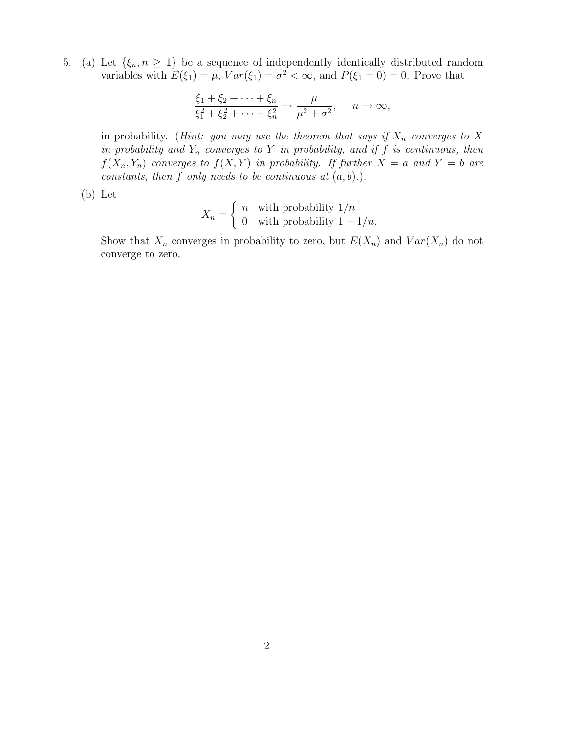5. (a) Let $\{\xi_n, n \geq 1\}$ be a sequence of independently identically distributed random variables with $E(\xi_1) = \mu$, $Var(\xi_1) = \sigma^2 < \infty$, and $P(\xi_1 = 0) = 0$. Prove that

$$\frac{\xi_1 + \xi_2 + \cdots + \xi_n}{\xi_1^2 + \xi_2^2 + \cdots + \xi_n^2} \to \frac{\mu}{\mu^2 + \sigma^2}, \qquad n \to \infty,$$

in probability. (*Hint: you may use the theorem that says if $X_n$ converges to $X$ in probability and $Y_n$ converges to $Y$ in probability, and if $f$ is continuous, then $f(X_n, Y_n)$ converges to $f(X, Y)$ in probability. If further $X = a$ and $Y = b$ are constants, then $f$ only needs to be continuous at $(a, b)$.*).

(b) Let

$$X_n = \begin{cases} n & \text{with probability } 1/n \\ 0 & \text{with probability } 1 - 1/n. \end{cases}$$

Show that $X_n$ converges in probability to zero, but $E(X_n)$ and $Var(X_n)$ do not converge to zero.